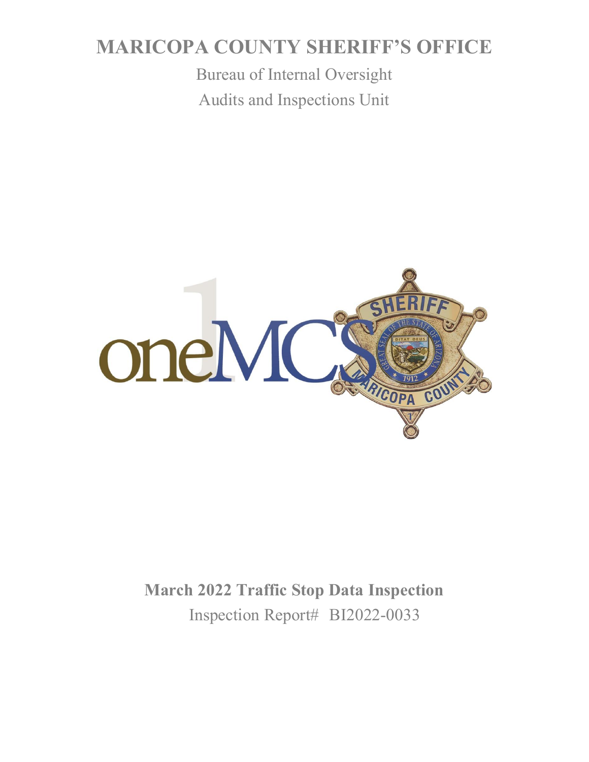# MARICOPA COUNTY SHERIFF'S OFFICE

Bureau of Internal Oversight

Audits and Inspections Unit

**March 2022 Traffic Stop Data Inspection**

Inspection Report# BI2022-0033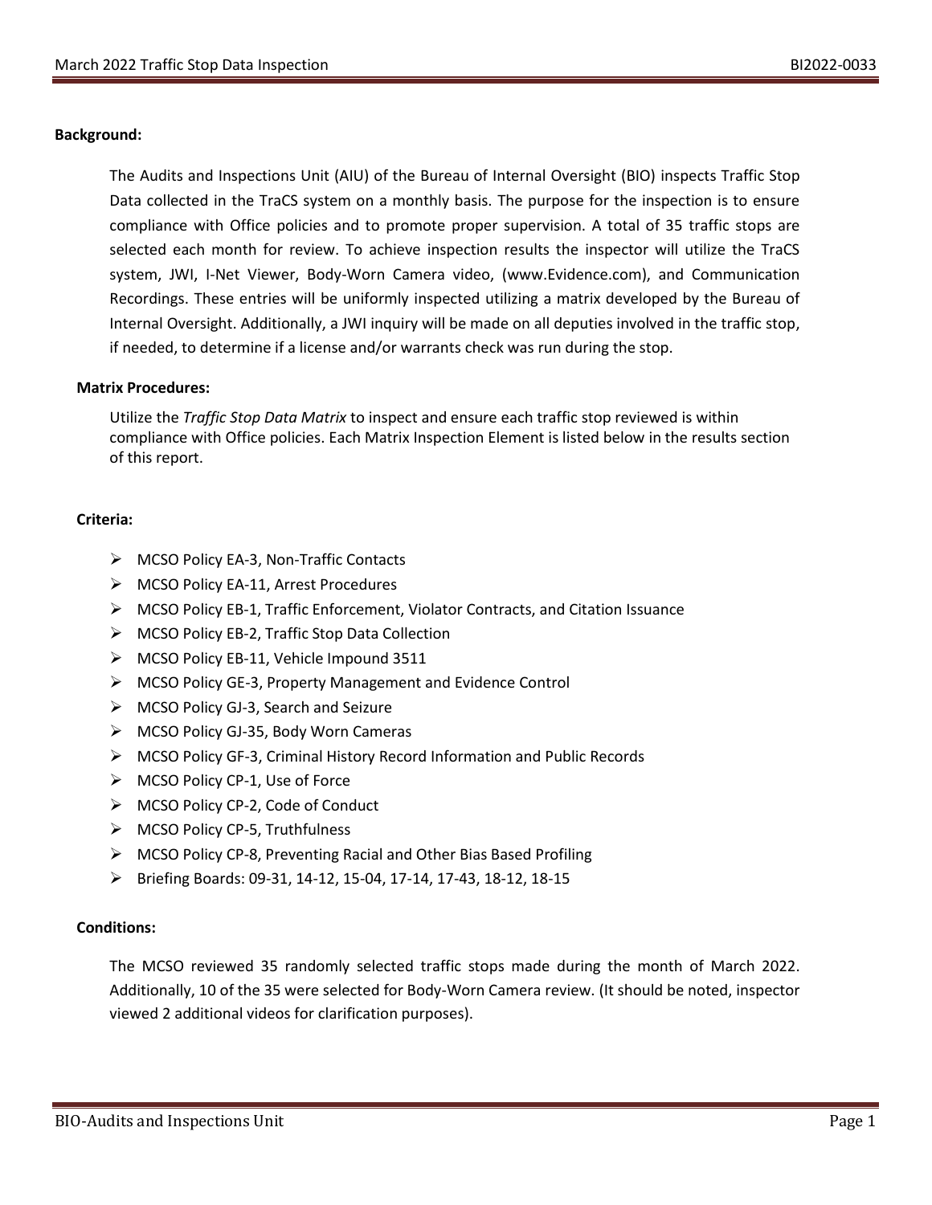**Background:**

The Audits and Inspections Unit (AIU) of the Bureau of Internal Oversight (BIO) inspects Traffic Stop Data collected in the TraCS system on a monthly basis. The purpose for the inspection is to ensure compliance with Office policies and to promote proper supervision. A total of 35 traffic stops are selected each month for review. To achieve inspection results the inspector will utilize the TraCS system, JWI, I-Net Viewer, Body-Worn Camera video, (www.Evidence.com), and Communication Recordings. These entries will be uniformly inspected utilizing a matrix developed by the Bureau of Internal Oversight. Additionally, a JWI inquiry will be made on all deputies involved in the traffic stop, if needed, to determine if a license and/or warrants check was run during the stop.

**Matrix Procedures:**

Utilize the *Traffic Stop Data Matrix* to inspect and ensure each traffic stop reviewed is within compliance with Office policies. Each Matrix Inspection Element is listed below in the results section of this report.

**Criteria:**

- MCSO Policy EA-3, Non-Traffic Contacts
- MCSO Policy EA-11, Arrest Procedures
- MCSO Policy EB-1, Traffic Enforcement, Violator Contracts, and Citation Issuance
- MCSO Policy EB-2, Traffic Stop Data Collection
- MCSO Policy EB-11, Vehicle Impound 3511
- MCSO Policy GE-3, Property Management and Evidence Control
- MCSO Policy GJ-3, Search and Seizure
- MCSO Policy GJ-35, Body Worn Cameras
- MCSO Policy GF-3, Criminal History Record Information and Public Records
- MCSO Policy CP-1, Use of Force
- MCSO Policy CP-2, Code of Conduct
- MCSO Policy CP-5, Truthfulness
- MCSO Policy CP-8, Preventing Racial and Other Bias Based Profiling
- Briefing Boards: 09-31, 14-12, 15-04, 17-14, 17-43, 18-12, 18-15

**Conditions:**

The MCSO reviewed 35 randomly selected traffic stops made during the month of March 2022. Additionally, 10 of the 35 were selected for Body-Worn Camera review. (It should be noted, inspector viewed 2 additional videos for clarification purposes).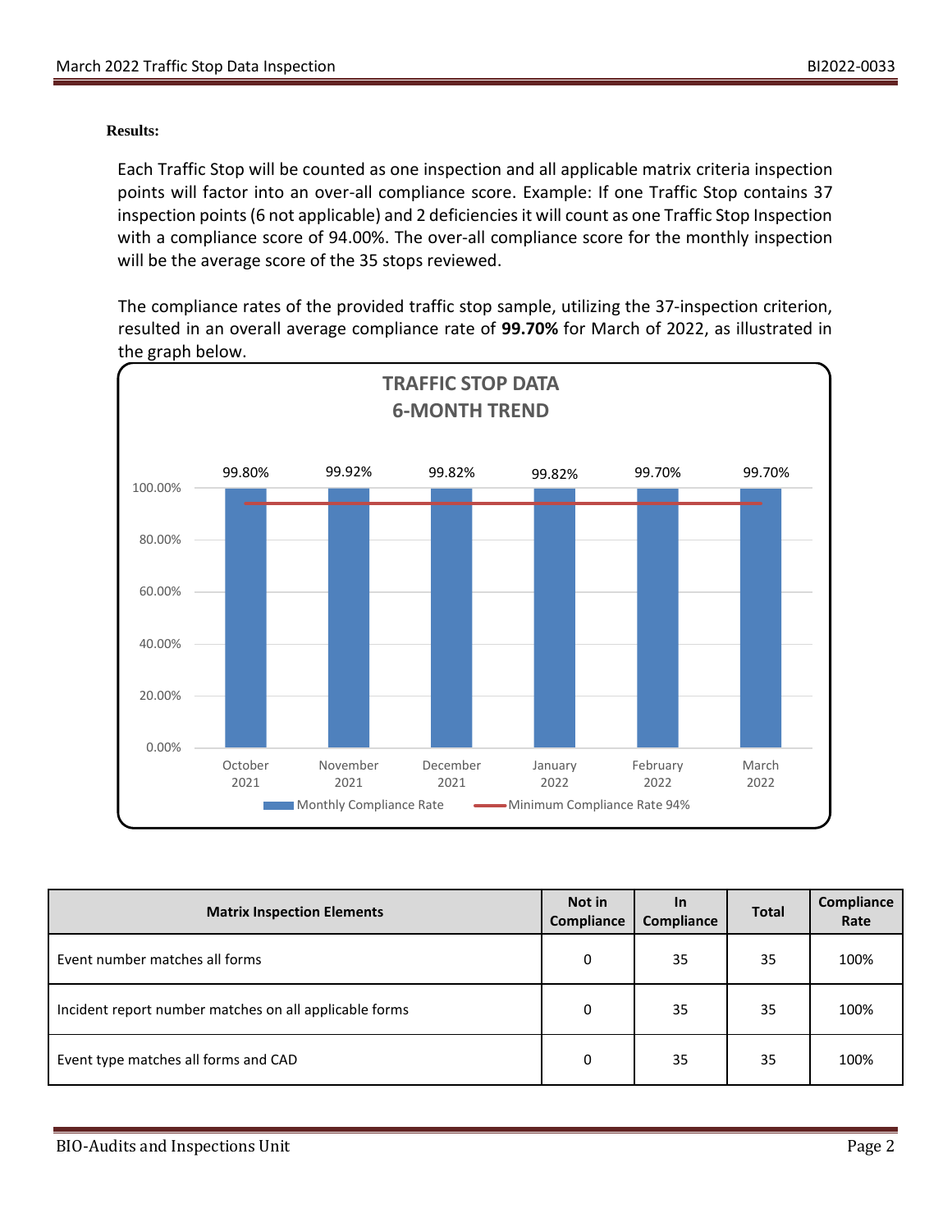**Results:**

Each Traffic Stop will be counted as one inspection and all applicable matrix criteria inspection points will factor into an over-all compliance score. Example: If one Traffic Stop contains 37 inspection points (6 not applicable) and 2 deficiencies it will count as one Traffic Stop Inspection with a compliance score of 94.00%. The over-all compliance score for the monthly inspection will be the average score of the 35 stops reviewed.

The compliance rates of the provided traffic stop sample, utilizing the 37-inspection criterion, resulted in an overall average compliance rate of **99.70%** for March of 2022, as illustrated in the graph below.

**TRAFFIC STOP DATA 6-MONTH TREND**

| Month | Monthly Compliance Rate | Minimum Compliance Rate |
|---|---|---|
| October 2021 | 99.80% | 94% |
| November 2021 | 99.92% | 94% |
| December 2021 | 99.82% | 94% |
| January 2022 | 99.82% | 94% |
| February 2022 | 99.70% | 94% |
| March 2022 | 99.70% | 94% |

| Matrix Inspection Elements | Not in Compliance | In Compliance | Total | Compliance Rate |
|---|---|---|---|---|
| Event number matches all forms | 0 | 35 | 35 | 100% |
| Incident report number matches on all applicable forms | 0 | 35 | 35 | 100% |
| Event type matches all forms and CAD | 0 | 35 | 35 | 100% |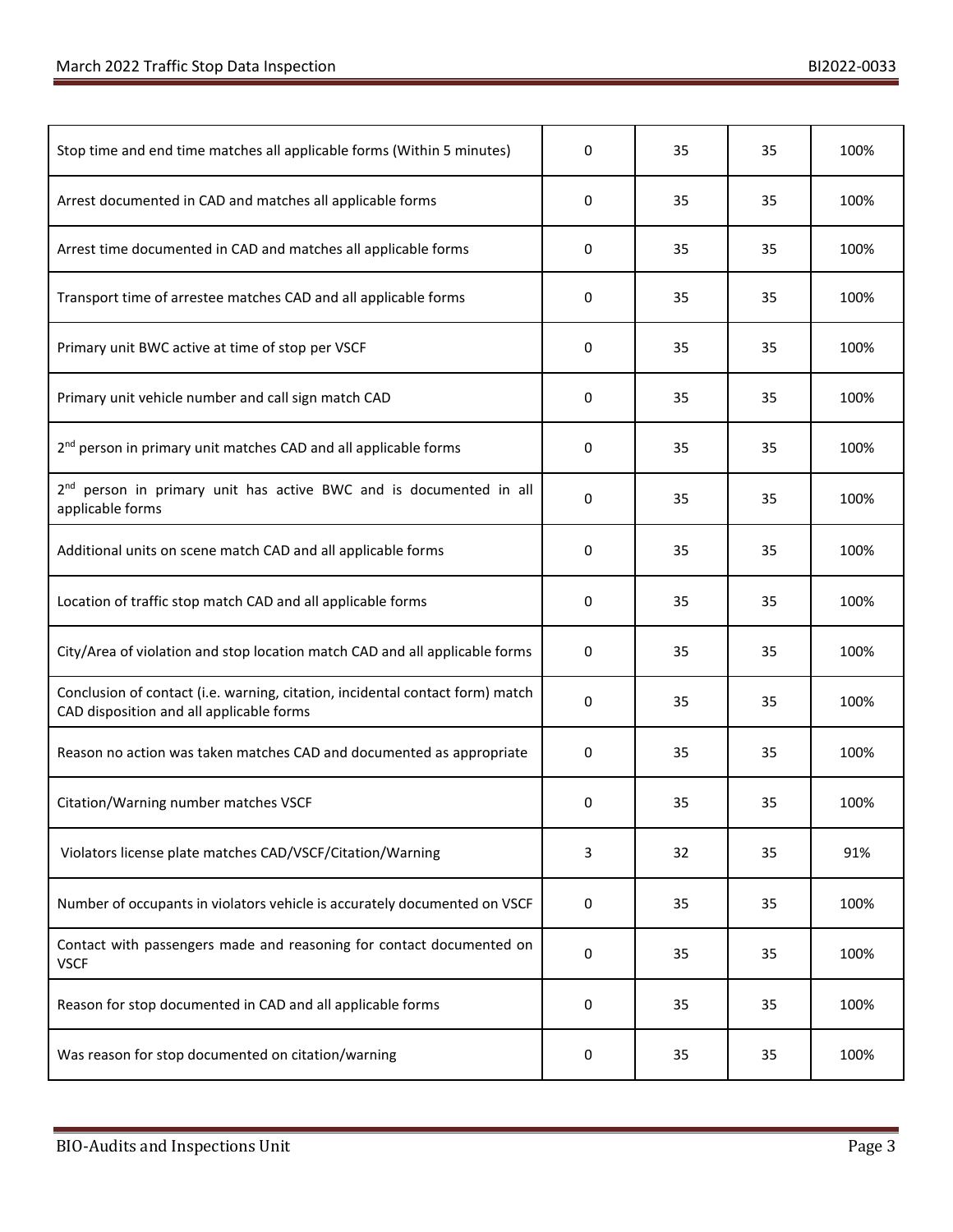| | | | | |
|---|---|---|---|---|
| Stop time and end time matches all applicable forms (Within 5 minutes) | 0 | 35 | 35 | 100% |
| Arrest documented in CAD and matches all applicable forms | 0 | 35 | 35 | 100% |
| Arrest time documented in CAD and matches all applicable forms | 0 | 35 | 35 | 100% |
| Transport time of arrestee matches CAD and all applicable forms | 0 | 35 | 35 | 100% |
| Primary unit BWC active at time of stop per VSCF | 0 | 35 | 35 | 100% |
| Primary unit vehicle number and call sign match CAD | 0 | 35 | 35 | 100% |
| 2nd person in primary unit matches CAD and all applicable forms | 0 | 35 | 35 | 100% |
| 2nd person in primary unit has active BWC and is documented in all applicable forms | 0 | 35 | 35 | 100% |
| Additional units on scene match CAD and all applicable forms | 0 | 35 | 35 | 100% |
| Location of traffic stop match CAD and all applicable forms | 0 | 35 | 35 | 100% |
| City/Area of violation and stop location match CAD and all applicable forms | 0 | 35 | 35 | 100% |
| Conclusion of contact (i.e. warning, citation, incidental contact form) match CAD disposition and all applicable forms | 0 | 35 | 35 | 100% |
| Reason no action was taken matches CAD and documented as appropriate | 0 | 35 | 35 | 100% |
| Citation/Warning number matches VSCF | 0 | 35 | 35 | 100% |
| Violators license plate matches CAD/VSCF/Citation/Warning | 3 | 32 | 35 | 91% |
| Number of occupants in violators vehicle is accurately documented on VSCF | 0 | 35 | 35 | 100% |
| Contact with passengers made and reasoning for contact documented on VSCF | 0 | 35 | 35 | 100% |
| Reason for stop documented in CAD and all applicable forms | 0 | 35 | 35 | 100% |
| Was reason for stop documented on citation/warning | 0 | 35 | 35 | 100% |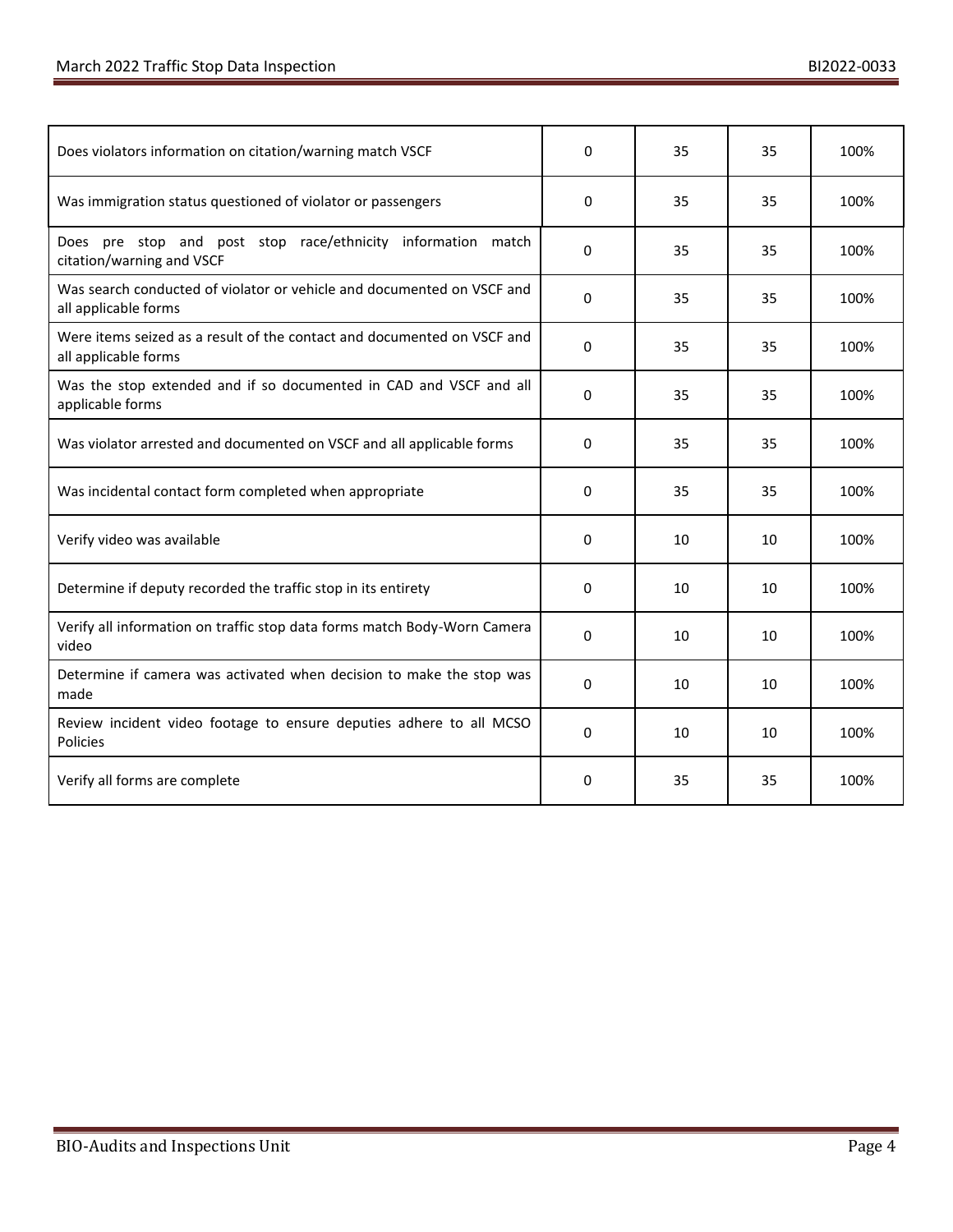| | | | | |
|---|---|---|---|---|
| Does violators information on citation/warning match VSCF | 0 | 35 | 35 | 100% |
| Was immigration status questioned of violator or passengers | 0 | 35 | 35 | 100% |
| Does pre stop and post stop race/ethnicity information match citation/warning and VSCF | 0 | 35 | 35 | 100% |
| Was search conducted of violator or vehicle and documented on VSCF and all applicable forms | 0 | 35 | 35 | 100% |
| Were items seized as a result of the contact and documented on VSCF and all applicable forms | 0 | 35 | 35 | 100% |
| Was the stop extended and if so documented in CAD and VSCF and all applicable forms | 0 | 35 | 35 | 100% |
| Was violator arrested and documented on VSCF and all applicable forms | 0 | 35 | 35 | 100% |
| Was incidental contact form completed when appropriate | 0 | 35 | 35 | 100% |
| Verify video was available | 0 | 10 | 10 | 100% |
| Determine if deputy recorded the traffic stop in its entirety | 0 | 10 | 10 | 100% |
| Verify all information on traffic stop data forms match Body-Worn Camera video | 0 | 10 | 10 | 100% |
| Determine if camera was activated when decision to make the stop was made | 0 | 10 | 10 | 100% |
| Review incident video footage to ensure deputies adhere to all MCSO Policies | 0 | 10 | 10 | 100% |
| Verify all forms are complete | 0 | 35 | 35 | 100% |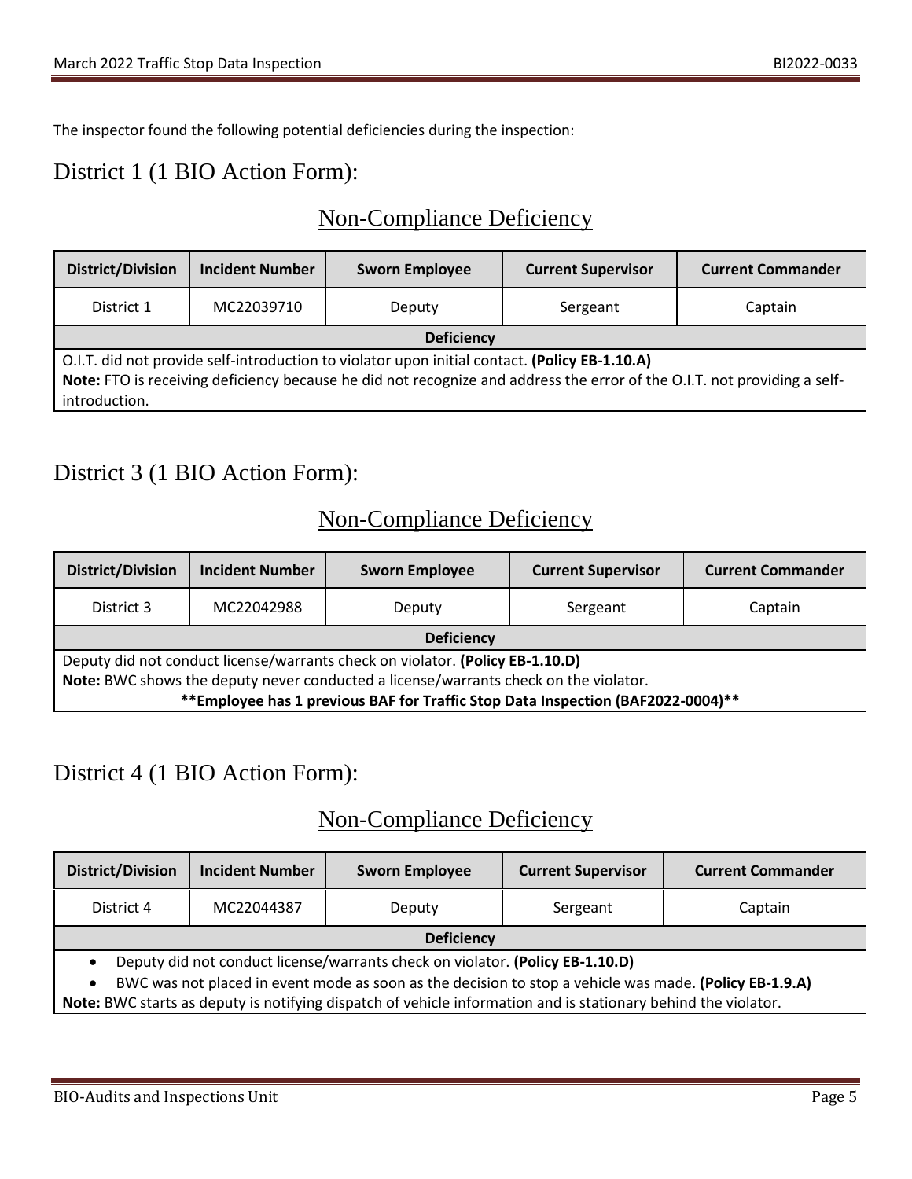The inspector found the following potential deficiencies during the inspection:

## District 1 (1 BIO Action Form):

### Non-Compliance Deficiency

| District/Division | Incident Number | Sworn Employee | Current Supervisor | Current Commander |
|---|---|---|---|---|
| District 1 | MC22039710 | Deputy | Sergeant | Captain |
| **Deficiency** | | | | |
| O.I.T. did not provide self-introduction to violator upon initial contact. **(Policy EB-1.10.A)** **Note:** FTO is receiving deficiency because he did not recognize and address the error of the O.I.T. not providing a self-introduction. | | | | |

## District 3 (1 BIO Action Form):

### Non-Compliance Deficiency

| District/Division | Incident Number | Sworn Employee | Current Supervisor | Current Commander |
|---|---|---|---|---|
| District 3 | MC22042988 | Deputy | Sergeant | Captain |
| **Deficiency** | | | | |
| Deputy did not conduct license/warrants check on violator. **(Policy EB-1.10.D)** **Note:** BWC shows the deputy never conducted a license/warrants check on the violator. **\*\*Employee has 1 previous BAF for Traffic Stop Data Inspection (BAF2022-0004)\*\*** | | | | |

## District 4 (1 BIO Action Form):

### Non-Compliance Deficiency

| District/Division | Incident Number | Sworn Employee | Current Supervisor | Current Commander |
|---|---|---|---|---|
| District 4 | MC22044387 | Deputy | Sergeant | Captain |
| **Deficiency** | | | | |
| • Deputy did not conduct license/warrants check on violator. **(Policy EB-1.10.D)** • BWC was not placed in event mode as soon as the decision to stop a vehicle was made. **(Policy EB-1.9.A)** **Note:** BWC starts as deputy is notifying dispatch of vehicle information and is stationary behind the violator. | | | | |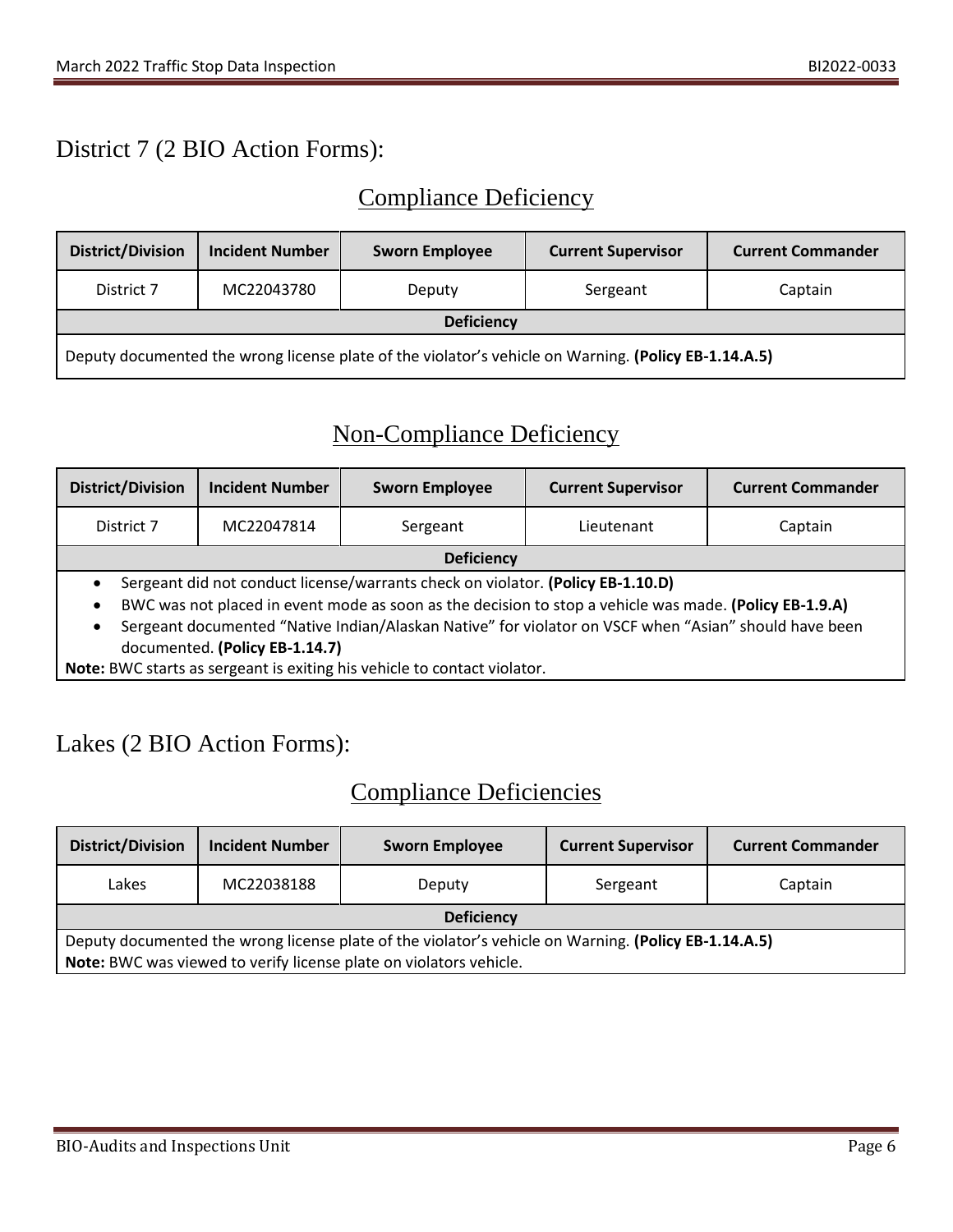## District 7 (2 BIO Action Forms):

### Compliance Deficiency

| District/Division | Incident Number | Sworn Employee | Current Supervisor | Current Commander |
|---|---|---|---|---|
| District 7 | MC22043780 | Deputy | Sergeant | Captain |
| **Deficiency** | | | | |
| Deputy documented the wrong license plate of the violator's vehicle on Warning. **(Policy EB-1.14.A.5)** | | | | |

### Non-Compliance Deficiency

| District/Division | Incident Number | Sworn Employee | Current Supervisor | Current Commander |
|---|---|---|---|---|
| District 7 | MC22047814 | Sergeant | Lieutenant | Captain |
| **Deficiency** | | | | |
| • Sergeant did not conduct license/warrants check on violator. **(Policy EB-1.10.D)** • BWC was not placed in event mode as soon as the decision to stop a vehicle was made. **(Policy EB-1.9.A)** • Sergeant documented "Native Indian/Alaskan Native" for violator on VSCF when "Asian" should have been documented. **(Policy EB-1.14.7)** **Note:** BWC starts as sergeant is exiting his vehicle to contact violator. | | | | |

## Lakes (2 BIO Action Forms):

### Compliance Deficiencies

| District/Division | Incident Number | Sworn Employee | Current Supervisor | Current Commander |
|---|---|---|---|---|
| Lakes | MC22038188 | Deputy | Sergeant | Captain |
| **Deficiency** | | | | |
| Deputy documented the wrong license plate of the violator's vehicle on Warning. **(Policy EB-1.14.A.5)** **Note:** BWC was viewed to verify license plate on violators vehicle. | | | | |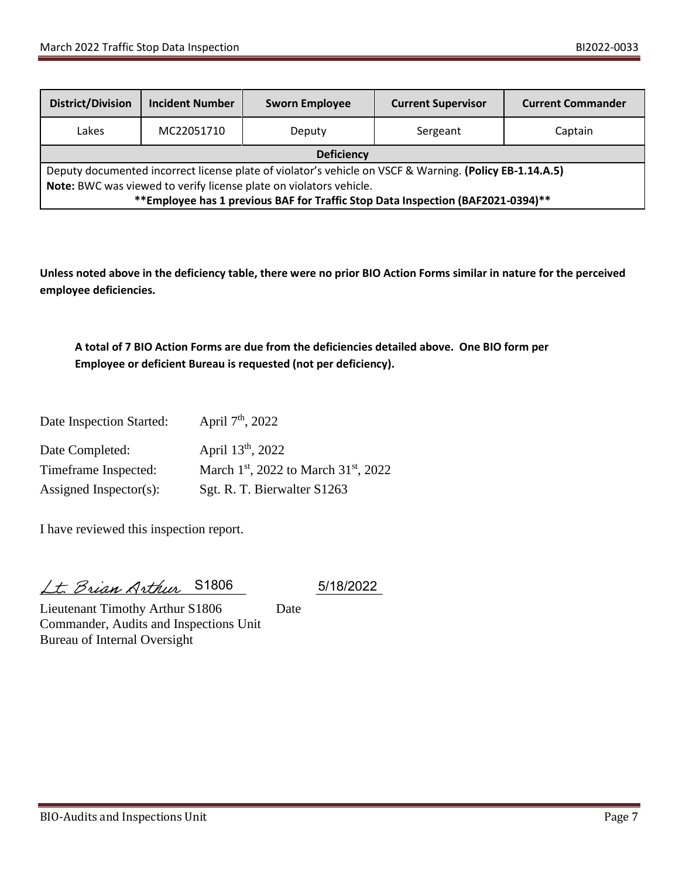| District/Division | Incident Number | Sworn Employee | Current Supervisor | Current Commander |
|---|---|---|---|---|
| Lakes | MC22051710 | Deputy | Sergeant | Captain |
| **Deficiency** | | | | |
| Deputy documented incorrect license plate of violator's vehicle on VSCF & Warning. **(Policy EB-1.14.A.5)** **Note:** BWC was viewed to verify license plate on violators vehicle. **\*\*Employee has 1 previous BAF for Traffic Stop Data Inspection (BAF2021-0394)\*\*** | | | | |

**Unless noted above in the deficiency table, there were no prior BIO Action Forms similar in nature for the perceived employee deficiencies.**

**A total of 7 BIO Action Forms are due from the deficiencies detailed above. One BIO form per Employee or deficient Bureau is requested (not per deficiency).**

Date Inspection Started: April 7th, 2022

Date Completed: April 13th, 2022

Timeframe Inspected: March 1st, 2022 to March 31st, 2022

Assigned Inspector(s): Sgt. R. T. Bierwalter S1263

I have reviewed this inspection report.

Lt. Brian Arthur S1806 5/18/2022

Lieutenant Timothy Arthur S1806 Date
Commander, Audits and Inspections Unit
Bureau of Internal Oversight